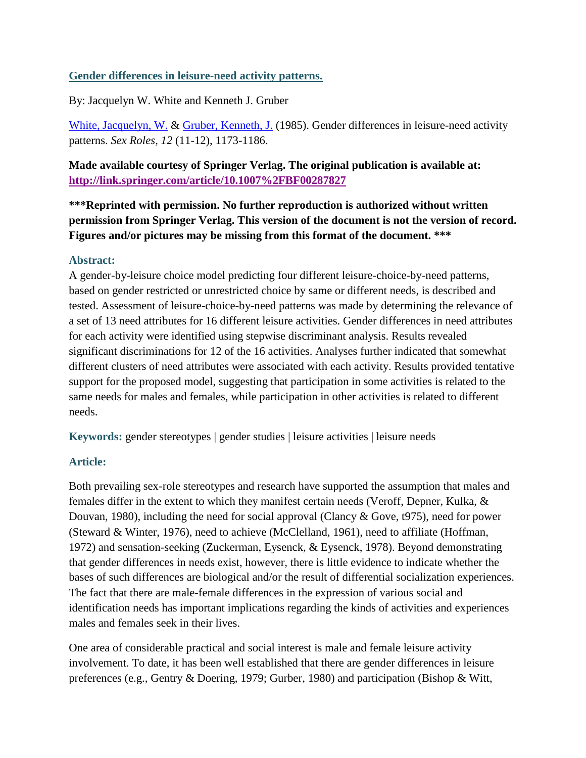## [Gender differences in leisure-need activity patterns.](#)

By: Jacquelyn W. White and Kenneth J. Gruber

[White, Jacquelyn, W.](#) & [Gruber, Kenneth, J.](#) (1985). Gender differences in leisure-need activity patterns. *Sex Roles, 12* (11-12), 1173-1186.

**Made available courtesy of Springer Verlag. The original publication is available at: [http://link.springer.com/article/10.1007%2FBF00287827](http://link.springer.com/article/10.1007%2FBF00287827)**

**\*\*\*Reprinted with permission. No further reproduction is authorized without written permission from Springer Verlag. This version of the document is not the version of record. Figures and/or pictures may be missing from this format of the document. \*\*\***

### Abstract:

A gender-by-leisure choice model predicting four different leisure-choice-by-need patterns, based on gender restricted or unrestricted choice by same or different needs, is described and tested. Assessment of leisure-choice-by-need patterns was made by determining the relevance of a set of 13 need attributes for 16 different leisure activities. Gender differences in need attributes for each activity were identified using stepwise discriminant analysis. Results revealed significant discriminations for 12 of the 16 activities. Analyses further indicated that somewhat different clusters of need attributes were associated with each activity. Results provided tentative support for the proposed model, suggesting that participation in some activities is related to the same needs for males and females, while participation in other activities is related to different needs.

**Keywords:** gender stereotypes | gender studies | leisure activities | leisure needs

### Article:

Both prevailing sex-role stereotypes and research have supported the assumption that males and females differ in the extent to which they manifest certain needs (Veroff, Depner, Kulka, & Douvan, 1980), including the need for social approval (Clancy & Gove, t975), need for power (Steward & Winter, 1976), need to achieve (McClelland, 1961), need to affiliate (Hoffman, 1972) and sensation-seeking (Zuckerman, Eysenck, & Eysenck, 1978). Beyond demonstrating that gender differences in needs exist, however, there is little evidence to indicate whether the bases of such differences are biological and/or the result of differential socialization experiences. The fact that there are male-female differences in the expression of various social and identification needs has important implications regarding the kinds of activities and experiences males and females seek in their lives.

One area of considerable practical and social interest is male and female leisure activity involvement. To date, it has been well established that there are gender differences in leisure preferences (e.g., Gentry & Doering, 1979; Gurber, 1980) and participation (Bishop & Witt,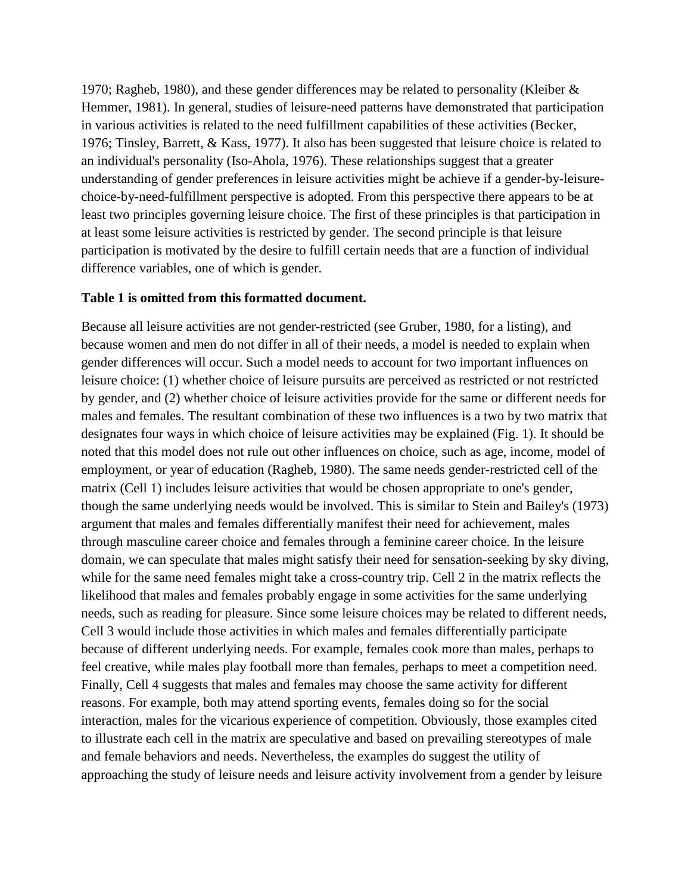1970; Ragheb, 1980), and these gender differences may be related to personality (Kleiber & Hemmer, 1981). In general, studies of leisure-need patterns have demonstrated that participation in various activities is related to the need fulfillment capabilities of these activities (Becker, 1976; Tinsley, Barrett, & Kass, 1977). It also has been suggested that leisure choice is related to an individual's personality (Iso-Ahola, 1976). These relationships suggest that a greater understanding of gender preferences in leisure activities might be achieve if a gender-by-leisure-choice-by-need-fulfillment perspective is adopted. From this perspective there appears to be at least two principles governing leisure choice. The first of these principles is that participation in at least some leisure activities is restricted by gender. The second principle is that leisure participation is motivated by the desire to fulfill certain needs that are a function of individual difference variables, one of which is gender.

**Table 1 is omitted from this formatted document.**

Because all leisure activities are not gender-restricted (see Gruber, 1980, for a listing), and because women and men do not differ in all of their needs, a model is needed to explain when gender differences will occur. Such a model needs to account for two important influences on leisure choice: (1) whether choice of leisure pursuits are perceived as restricted or not restricted by gender, and (2) whether choice of leisure activities provide for the same or different needs for males and females. The resultant combination of these two influences is a two by two matrix that designates four ways in which choice of leisure activities may be explained (Fig. 1). It should be noted that this model does not rule out other influences on choice, such as age, income, model of employment, or year of education (Ragheb, 1980). The same needs gender-restricted cell of the matrix (Cell 1) includes leisure activities that would be chosen appropriate to one's gender, though the same underlying needs would be involved. This is similar to Stein and Bailey's (1973) argument that males and females differentially manifest their need for achievement, males through masculine career choice and females through a feminine career choice. In the leisure domain, we can speculate that males might satisfy their need for sensation-seeking by sky diving, while for the same need females might take a cross-country trip. Cell 2 in the matrix reflects the likelihood that males and females probably engage in some activities for the same underlying needs, such as reading for pleasure. Since some leisure choices may be related to different needs, Cell 3 would include those activities in which males and females differentially participate because of different underlying needs. For example, females cook more than males, perhaps to feel creative, while males play football more than females, perhaps to meet a competition need. Finally, Cell 4 suggests that males and females may choose the same activity for different reasons. For example, both may attend sporting events, females doing so for the social interaction, males for the vicarious experience of competition. Obviously, those examples cited to illustrate each cell in the matrix are speculative and based on prevailing stereotypes of male and female behaviors and needs. Nevertheless, the examples do suggest the utility of approaching the study of leisure needs and leisure activity involvement from a gender by leisure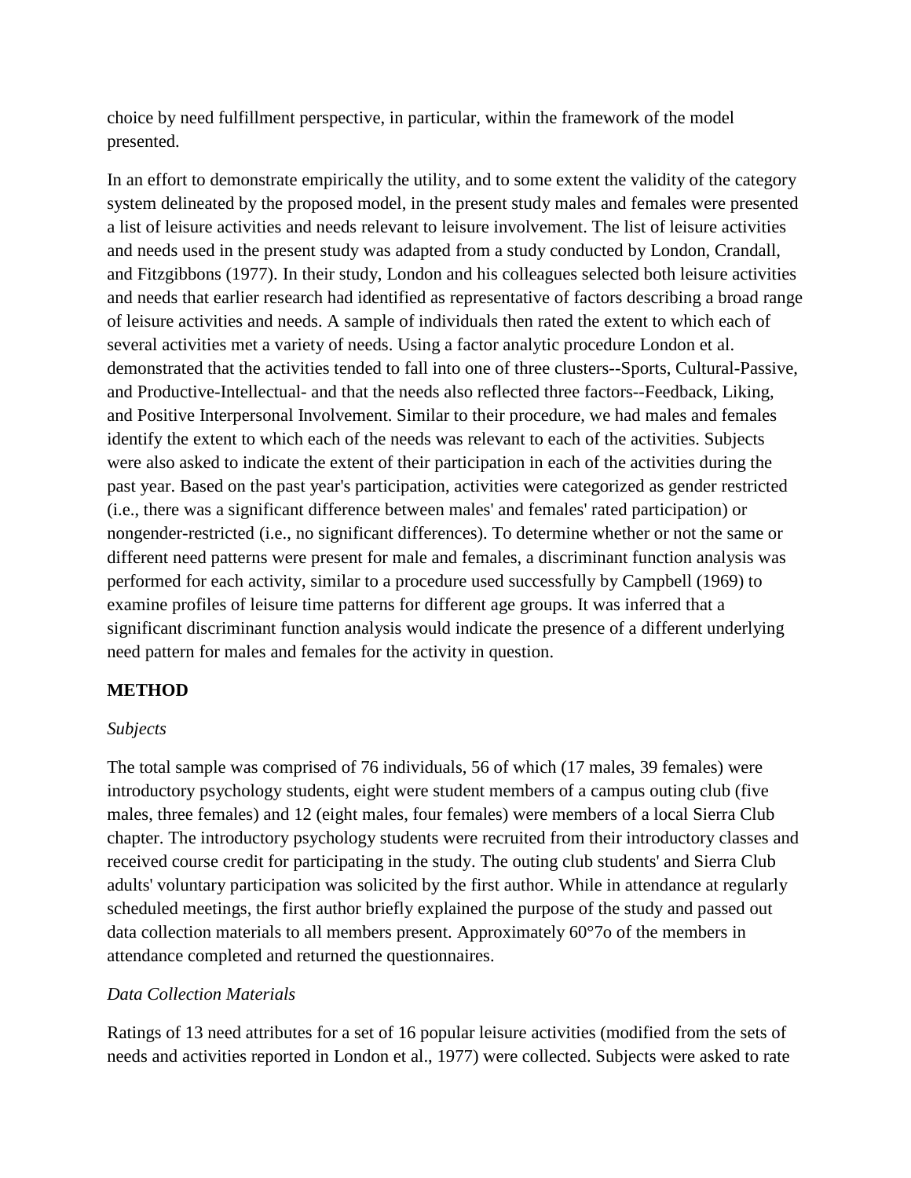choice by need fulfillment perspective, in particular, within the framework of the model presented.

In an effort to demonstrate empirically the utility, and to some extent the validity of the category system delineated by the proposed model, in the present study males and females were presented a list of leisure activities and needs relevant to leisure involvement. The list of leisure activities and needs used in the present study was adapted from a study conducted by London, Crandall, and Fitzgibbons (1977). In their study, London and his colleagues selected both leisure activities and needs that earlier research had identified as representative of factors describing a broad range of leisure activities and needs. A sample of individuals then rated the extent to which each of several activities met a variety of needs. Using a factor analytic procedure London et al. demonstrated that the activities tended to fall into one of three clusters--Sports, Cultural-Passive, and Productive-Intellectual- and that the needs also reflected three factors--Feedback, Liking, and Positive Interpersonal Involvement. Similar to their procedure, we had males and females identify the extent to which each of the needs was relevant to each of the activities. Subjects were also asked to indicate the extent of their participation in each of the activities during the past year. Based on the past year's participation, activities were categorized as gender restricted (i.e., there was a significant difference between males' and females' rated participation) or nongender-restricted (i.e., no significant differences). To determine whether or not the same or different need patterns were present for male and females, a discriminant function analysis was performed for each activity, similar to a procedure used successfully by Campbell (1969) to examine profiles of leisure time patterns for different age groups. It was inferred that a significant discriminant function analysis would indicate the presence of a different underlying need pattern for males and females for the activity in question.

## METHOD

### *Subjects*

The total sample was comprised of 76 individuals, 56 of which (17 males, 39 females) were introductory psychology students, eight were student members of a campus outing club (five males, three females) and 12 (eight males, four females) were members of a local Sierra Club chapter. The introductory psychology students were recruited from their introductory classes and received course credit for participating in the study. The outing club students' and Sierra Club adults' voluntary participation was solicited by the first author. While in attendance at regularly scheduled meetings, the first author briefly explained the purpose of the study and passed out data collection materials to all members present. Approximately 60°7o of the members in attendance completed and returned the questionnaires.

### *Data Collection Materials*

Ratings of 13 need attributes for a set of 16 popular leisure activities (modified from the sets of needs and activities reported in London et al., 1977) were collected. Subjects were asked to rate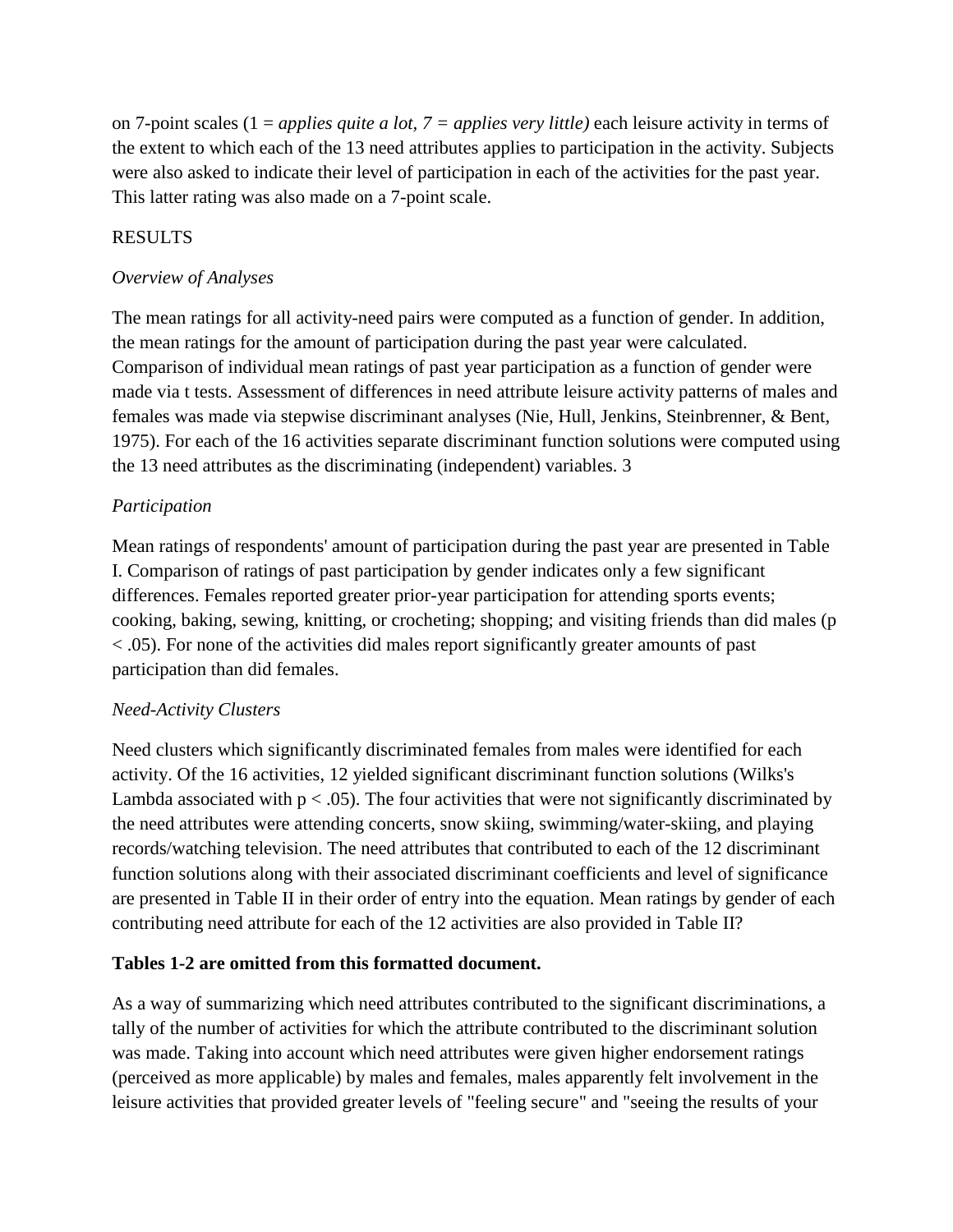on 7-point scales (1 = *applies quite a lot, 7 = applies very little)* each leisure activity in terms of the extent to which each of the 13 need attributes applies to participation in the activity. Subjects were also asked to indicate their level of participation in each of the activities for the past year. This latter rating was also made on a 7-point scale.

## RESULTS

### *Overview of Analyses*

The mean ratings for all activity-need pairs were computed as a function of gender. In addition, the mean ratings for the amount of participation during the past year were calculated. Comparison of individual mean ratings of past year participation as a function of gender were made via t tests. Assessment of differences in need attribute leisure activity patterns of males and females was made via stepwise discriminant analyses (Nie, Hull, Jenkins, Steinbrenner, & Bent, 1975). For each of the 16 activities separate discriminant function solutions were computed using the 13 need attributes as the discriminating (independent) variables. 3

### *Participation*

Mean ratings of respondents' amount of participation during the past year are presented in Table I. Comparison of ratings of past participation by gender indicates only a few significant differences. Females reported greater prior-year participation for attending sports events; cooking, baking, sewing, knitting, or crocheting; shopping; and visiting friends than did males ($p < .05$). For none of the activities did males report significantly greater amounts of past participation than did females.

### *Need-Activity Clusters*

Need clusters which significantly discriminated females from males were identified for each activity. Of the 16 activities, 12 yielded significant discriminant function solutions (Wilks's Lambda associated with $p < .05$). The four activities that were not significantly discriminated by the need attributes were attending concerts, snow skiing, swimming/water-skiing, and playing records/watching television. The need attributes that contributed to each of the 12 discriminant function solutions along with their associated discriminant coefficients and level of significance are presented in Table II in their order of entry into the equation. Mean ratings by gender of each contributing need attribute for each of the 12 activities are also provided in Table II?

**Tables 1-2 are omitted from this formatted document.**

As a way of summarizing which need attributes contributed to the significant discriminations, a tally of the number of activities for which the attribute contributed to the discriminant solution was made. Taking into account which need attributes were given higher endorsement ratings (perceived as more applicable) by males and females, males apparently felt involvement in the leisure activities that provided greater levels of "feeling secure" and "seeing the results of your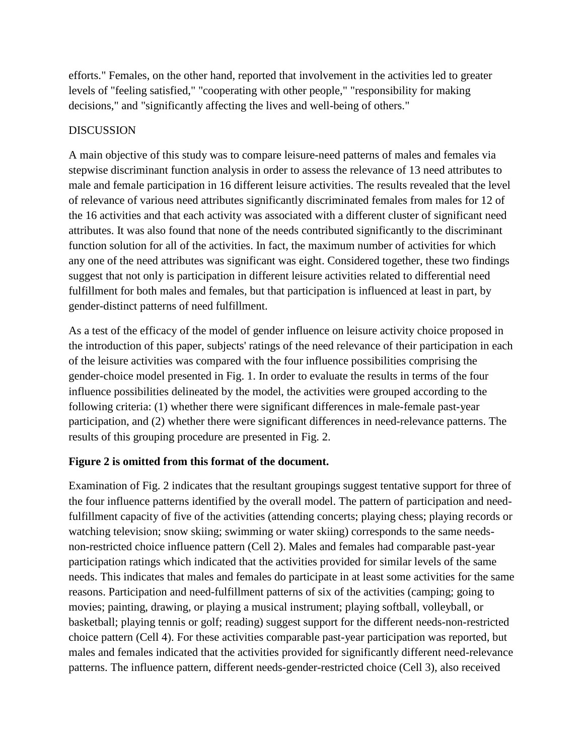efforts." Females, on the other hand, reported that involvement in the activities led to greater levels of "feeling satisfied," "cooperating with other people," "responsibility for making decisions," and "significantly affecting the lives and well-being of others."

## DISCUSSION

A main objective of this study was to compare leisure-need patterns of males and females via stepwise discriminant function analysis in order to assess the relevance of 13 need attributes to male and female participation in 16 different leisure activities. The results revealed that the level of relevance of various need attributes significantly discriminated females from males for 12 of the 16 activities and that each activity was associated with a different cluster of significant need attributes. It was also found that none of the needs contributed significantly to the discriminant function solution for all of the activities. In fact, the maximum number of activities for which any one of the need attributes was significant was eight. Considered together, these two findings suggest that not only is participation in different leisure activities related to differential need fulfillment for both males and females, but that participation is influenced at least in part, by gender-distinct patterns of need fulfillment.

As a test of the efficacy of the model of gender influence on leisure activity choice proposed in the introduction of this paper, subjects' ratings of the need relevance of their participation in each of the leisure activities was compared with the four influence possibilities comprising the gender-choice model presented in Fig. 1. In order to evaluate the results in terms of the four influence possibilities delineated by the model, the activities were grouped according to the following criteria: (1) whether there were significant differences in male-female past-year participation, and (2) whether there were significant differences in need-relevance patterns. The results of this grouping procedure are presented in Fig. 2.

**Figure 2 is omitted from this format of the document.**

Examination of Fig. 2 indicates that the resultant groupings suggest tentative support for three of the four influence patterns identified by the overall model. The pattern of participation and need-fulfillment capacity of five of the activities (attending concerts; playing chess; playing records or watching television; snow skiing; swimming or water skiing) corresponds to the same needs-non-restricted choice influence pattern (Cell 2). Males and females had comparable past-year participation ratings which indicated that the activities provided for similar levels of the same needs. This indicates that males and females do participate in at least some activities for the same reasons. Participation and need-fulfillment patterns of six of the activities (camping; going to movies; painting, drawing, or playing a musical instrument; playing softball, volleyball, or basketball; playing tennis or golf; reading) suggest support for the different needs-non-restricted choice pattern (Cell 4). For these activities comparable past-year participation was reported, but males and females indicated that the activities provided for significantly different need-relevance patterns. The influence pattern, different needs-gender-restricted choice (Cell 3), also received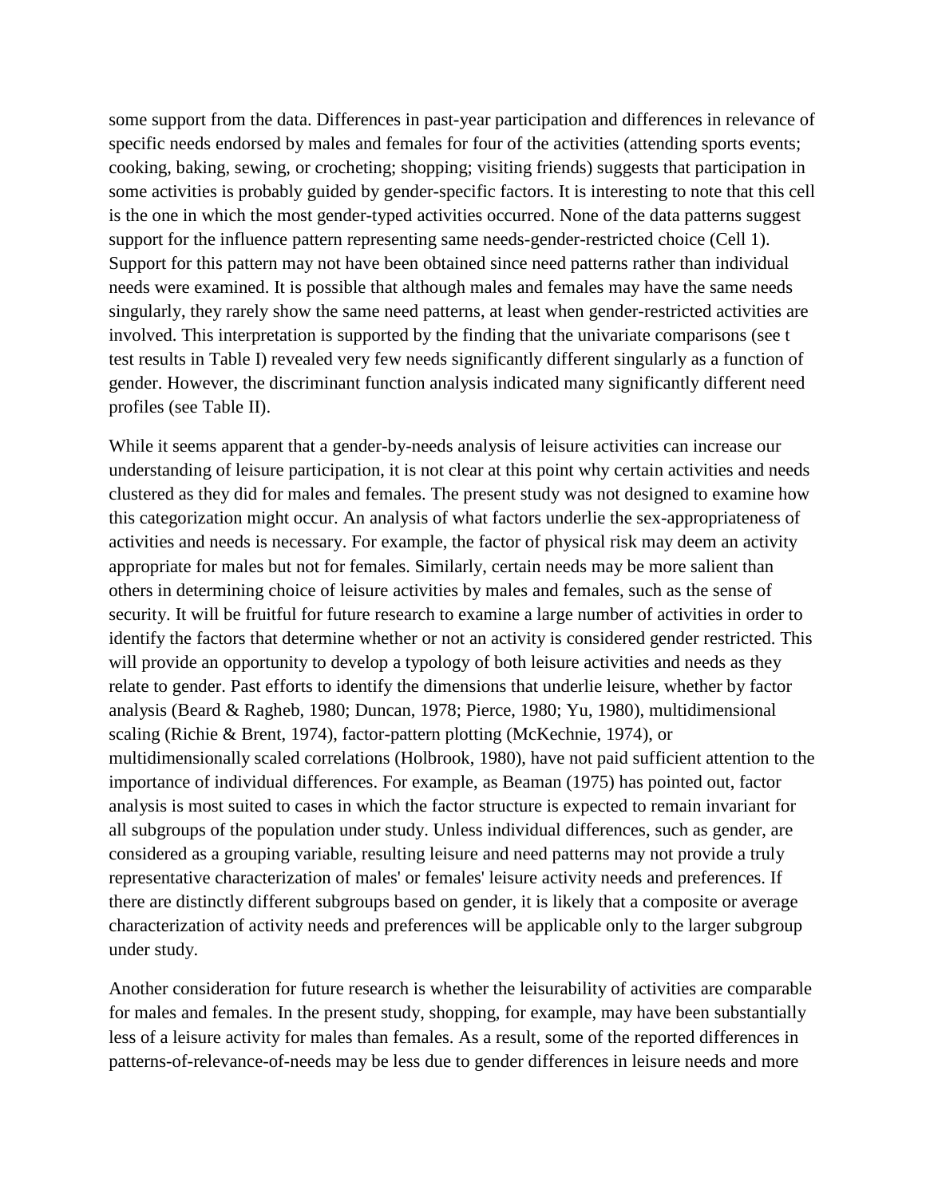some support from the data. Differences in past-year participation and differences in relevance of specific needs endorsed by males and females for four of the activities (attending sports events; cooking, baking, sewing, or crocheting; shopping; visiting friends) suggests that participation in some activities is probably guided by gender-specific factors. It is interesting to note that this cell is the one in which the most gender-typed activities occurred. None of the data patterns suggest support for the influence pattern representing same needs-gender-restricted choice (Cell 1). Support for this pattern may not have been obtained since need patterns rather than individual needs were examined. It is possible that although males and females may have the same needs singularly, they rarely show the same need patterns, at least when gender-restricted activities are involved. This interpretation is supported by the finding that the univariate comparisons (see t test results in Table I) revealed very few needs significantly different singularly as a function of gender. However, the discriminant function analysis indicated many significantly different need profiles (see Table II).

While it seems apparent that a gender-by-needs analysis of leisure activities can increase our understanding of leisure participation, it is not clear at this point why certain activities and needs clustered as they did for males and females. The present study was not designed to examine how this categorization might occur. An analysis of what factors underlie the sex-appropriateness of activities and needs is necessary. For example, the factor of physical risk may deem an activity appropriate for males but not for females. Similarly, certain needs may be more salient than others in determining choice of leisure activities by males and females, such as the sense of security. It will be fruitful for future research to examine a large number of activities in order to identify the factors that determine whether or not an activity is considered gender restricted. This will provide an opportunity to develop a typology of both leisure activities and needs as they relate to gender. Past efforts to identify the dimensions that underlie leisure, whether by factor analysis (Beard & Ragheb, 1980; Duncan, 1978; Pierce, 1980; Yu, 1980), multidimensional scaling (Richie & Brent, 1974), factor-pattern plotting (McKechnie, 1974), or multidimensionally scaled correlations (Holbrook, 1980), have not paid sufficient attention to the importance of individual differences. For example, as Beaman (1975) has pointed out, factor analysis is most suited to cases in which the factor structure is expected to remain invariant for all subgroups of the population under study. Unless individual differences, such as gender, are considered as a grouping variable, resulting leisure and need patterns may not provide a truly representative characterization of males' or females' leisure activity needs and preferences. If there are distinctly different subgroups based on gender, it is likely that a composite or average characterization of activity needs and preferences will be applicable only to the larger subgroup under study.

Another consideration for future research is whether the leisurability of activities are comparable for males and females. In the present study, shopping, for example, may have been substantially less of a leisure activity for males than females. As a result, some of the reported differences in patterns-of-relevance-of-needs may be less due to gender differences in leisure needs and more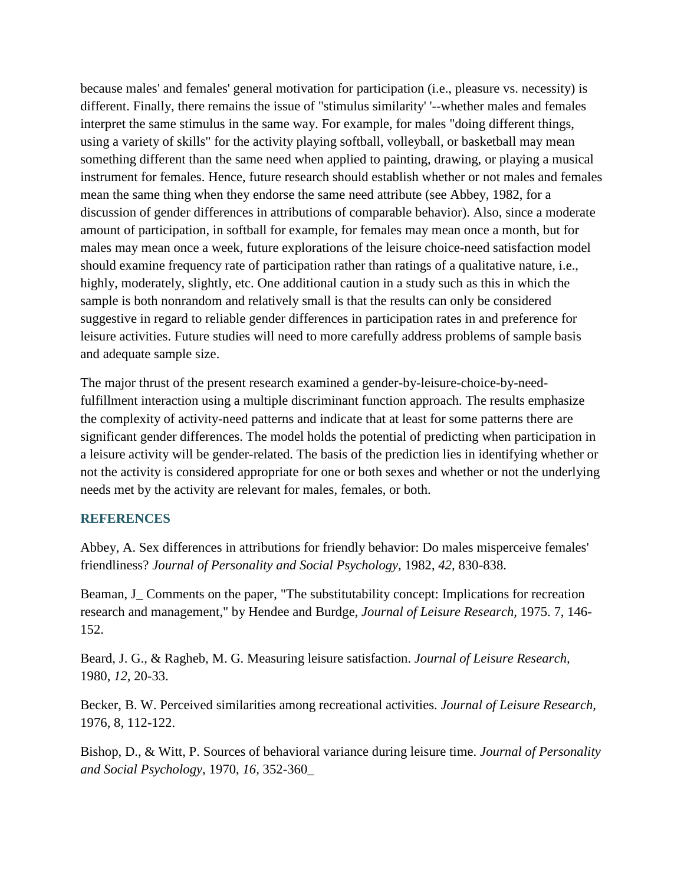because males' and females' general motivation for participation (i.e., pleasure vs. necessity) is different. Finally, there remains the issue of "stimulus similarity' '--whether males and females interpret the same stimulus in the same way. For example, for males "doing different things, using a variety of skills" for the activity playing softball, volleyball, or basketball may mean something different than the same need when applied to painting, drawing, or playing a musical instrument for females. Hence, future research should establish whether or not males and females mean the same thing when they endorse the same need attribute (see Abbey, 1982, for a discussion of gender differences in attributions of comparable behavior). Also, since a moderate amount of participation, in softball for example, for females may mean once a month, but for males may mean once a week, future explorations of the leisure choice-need satisfaction model should examine frequency rate of participation rather than ratings of a qualitative nature, i.e., highly, moderately, slightly, etc. One additional caution in a study such as this in which the sample is both nonrandom and relatively small is that the results can only be considered suggestive in regard to reliable gender differences in participation rates in and preference for leisure activities. Future studies will need to more carefully address problems of sample basis and adequate sample size.

The major thrust of the present research examined a gender-by-leisure-choice-by-need-fulfillment interaction using a multiple discriminant function approach. The results emphasize the complexity of activity-need patterns and indicate that at least for some patterns there are significant gender differences. The model holds the potential of predicting when participation in a leisure activity will be gender-related. The basis of the prediction lies in identifying whether or not the activity is considered appropriate for one or both sexes and whether or not the underlying needs met by the activity are relevant for males, females, or both.

## REFERENCES

Abbey, A. Sex differences in attributions for friendly behavior: Do males misperceive females' friendliness? *Journal of Personality and Social Psychology,* 1982, *42,* 830-838.

Beaman, J_ Comments on the paper, "The substitutability concept: Implications for recreation research and management," by Hendee and Burdge, *Journal of Leisure Research,* 1975. 7, 146-152.

Beard, J. G., & Ragheb, M. G. Measuring leisure satisfaction. *Journal of Leisure Research,* 1980, *12,* 20-33.

Becker, B. W. Perceived similarities among recreational activities. *Journal of Leisure Research,* 1976, 8, 112-122.

Bishop, D., & Witt, P. Sources of behavioral variance during leisure time. *Journal of Personality and Social Psychology,* 1970, *16,* 352-360_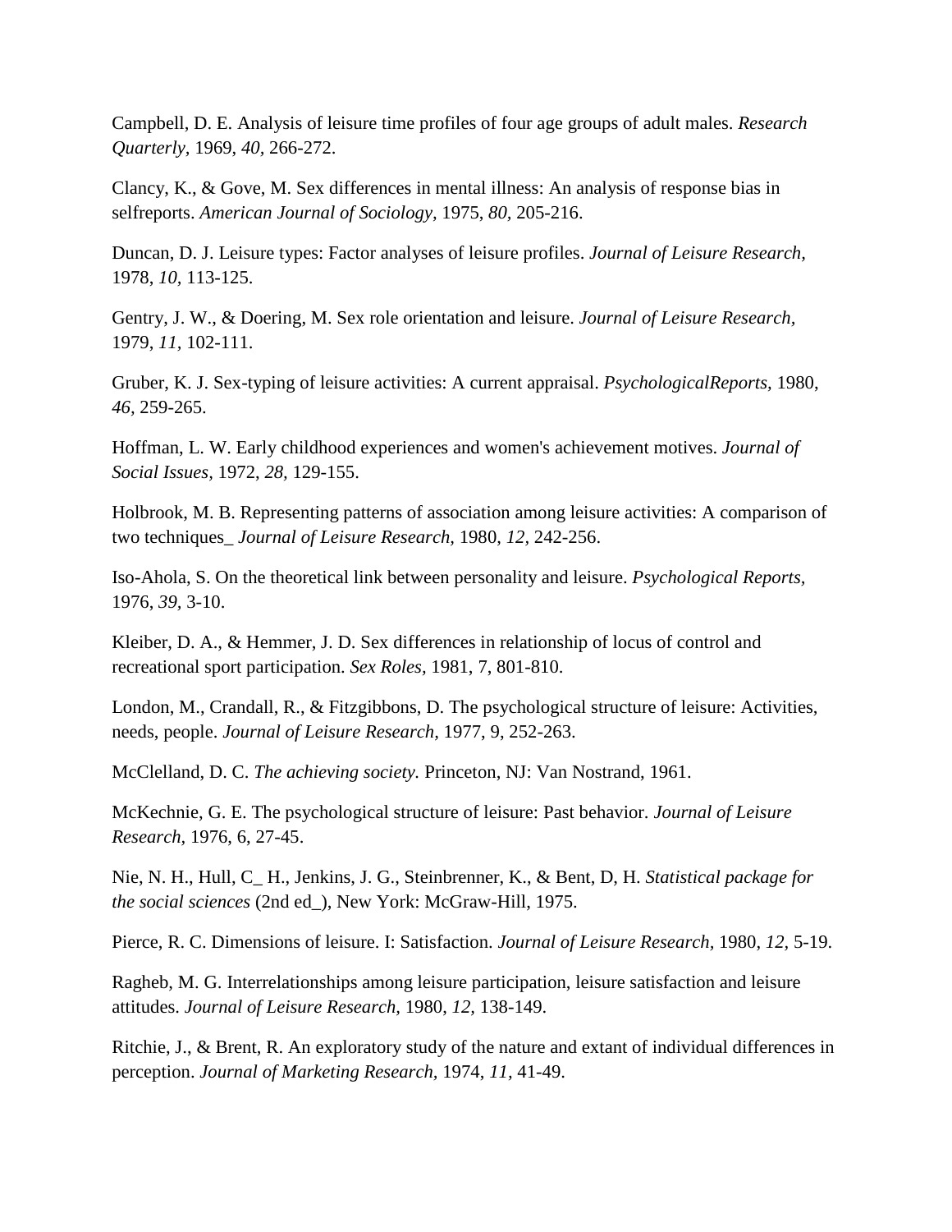Campbell, D. E. Analysis of leisure time profiles of four age groups of adult males. *Research Quarterly,* 1969, *40,* 266-272.

Clancy, K., & Gove, M. Sex differences in mental illness: An analysis of response bias in selfreports. *American Journal of Sociology,* 1975, *80,* 205-216.

Duncan, D. J. Leisure types: Factor analyses of leisure profiles. *Journal of Leisure Research,* 1978, *10,* 113-125.

Gentry, J. W., & Doering, M. Sex role orientation and leisure. *Journal of Leisure Research,* 1979, *11,* 102-111.

Gruber, K. J. Sex-typing of leisure activities: A current appraisal. *PsychologicalReports,* 1980, *46,* 259-265.

Hoffman, L. W. Early childhood experiences and women's achievement motives. *Journal of Social Issues,* 1972, *28,* 129-155.

Holbrook, M. B. Representing patterns of association among leisure activities: A comparison of two techniques_ *Journal of Leisure Research,* 1980, *12,* 242-256.

Iso-Ahola, S. On the theoretical link between personality and leisure. *Psychological Reports,* 1976, *39,* 3-10.

Kleiber, D. A., & Hemmer, J. D. Sex differences in relationship of locus of control and recreational sport participation. *Sex Roles,* 1981, 7, 801-810.

London, M., Crandall, R., & Fitzgibbons, D. The psychological structure of leisure: Activities, needs, people. *Journal of Leisure Research,* 1977, 9, 252-263.

McClelland, D. C. *The achieving society.* Princeton, NJ: Van Nostrand, 1961.

McKechnie, G. E. The psychological structure of leisure: Past behavior. *Journal of Leisure Research,* 1976, 6, 27-45.

Nie, N. H., Hull, C_ H., Jenkins, J. G., Steinbrenner, K., & Bent, D, H. *Statistical package for the social sciences* (2nd ed_), New York: McGraw-Hill, 1975.

Pierce, R. C. Dimensions of leisure. I: Satisfaction. *Journal of Leisure Research,* 1980, *12,* 5-19.

Ragheb, M. G. Interrelationships among leisure participation, leisure satisfaction and leisure attitudes. *Journal of Leisure Research,* 1980, *12,* 138-149.

Ritchie, J., & Brent, R. An exploratory study of the nature and extant of individual differences in perception. *Journal of Marketing Research,* 1974, *11,* 41-49.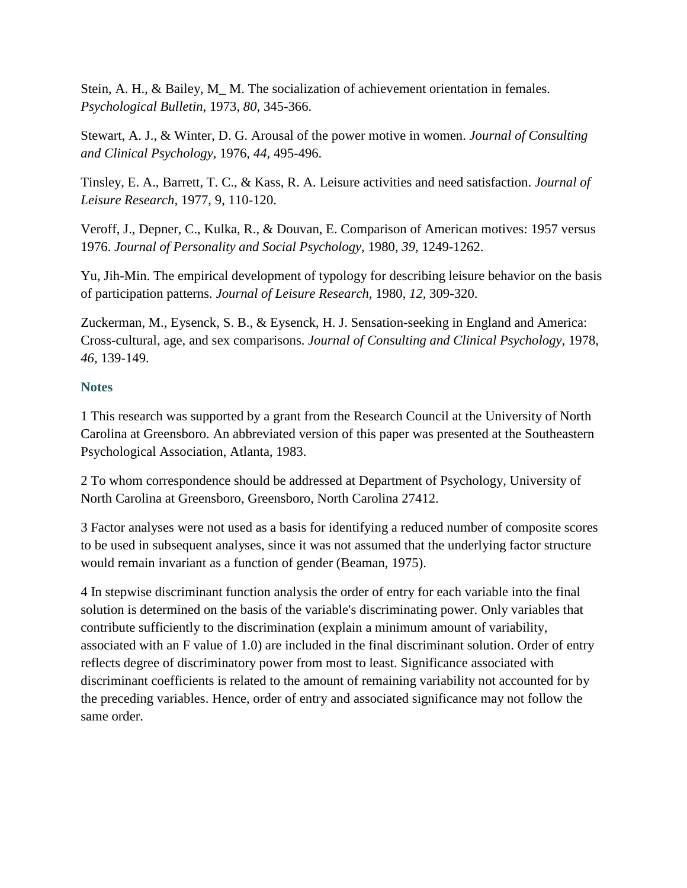Stein, A. H., & Bailey, M_ M. The socialization of achievement orientation in females. *Psychological Bulletin,* 1973, *80,* 345-366.

Stewart, A. J., & Winter, D. G. Arousal of the power motive in women. *Journal of Consulting and Clinical Psychology,* 1976, *44,* 495-496.

Tinsley, E. A., Barrett, T. C., & Kass, R. A. Leisure activities and need satisfaction. *Journal of Leisure Research,* 1977, 9, 110-120.

Veroff, J., Depner, C., Kulka, R., & Douvan, E. Comparison of American motives: 1957 versus 1976. *Journal of Personality and Social Psychology,* 1980, *39,* 1249-1262.

Yu, Jih-Min. The empirical development of typology for describing leisure behavior on the basis of participation patterns. *Journal of Leisure Research,* 1980, *12,* 309-320.

Zuckerman, M., Eysenck, S. B., & Eysenck, H. J. Sensation-seeking in England and America: Cross-cultural, age, and sex comparisons. *Journal of Consulting and Clinical Psychology,* 1978, *46,* 139-149.

## Notes

1 This research was supported by a grant from the Research Council at the University of North Carolina at Greensboro. An abbreviated version of this paper was presented at the Southeastern Psychological Association, Atlanta, 1983.

2 To whom correspondence should be addressed at Department of Psychology, University of North Carolina at Greensboro, Greensboro, North Carolina 27412.

3 Factor analyses were not used as a basis for identifying a reduced number of composite scores to be used in subsequent analyses, since it was not assumed that the underlying factor structure would remain invariant as a function of gender (Beaman, 1975).

4 In stepwise discriminant function analysis the order of entry for each variable into the final solution is determined on the basis of the variable's discriminating power. Only variables that contribute sufficiently to the discrimination (explain a minimum amount of variability, associated with an F value of 1.0) are included in the final discriminant solution. Order of entry reflects degree of discriminatory power from most to least. Significance associated with discriminant coefficients is related to the amount of remaining variability not accounted for by the preceding variables. Hence, order of entry and associated significance may not follow the same order.